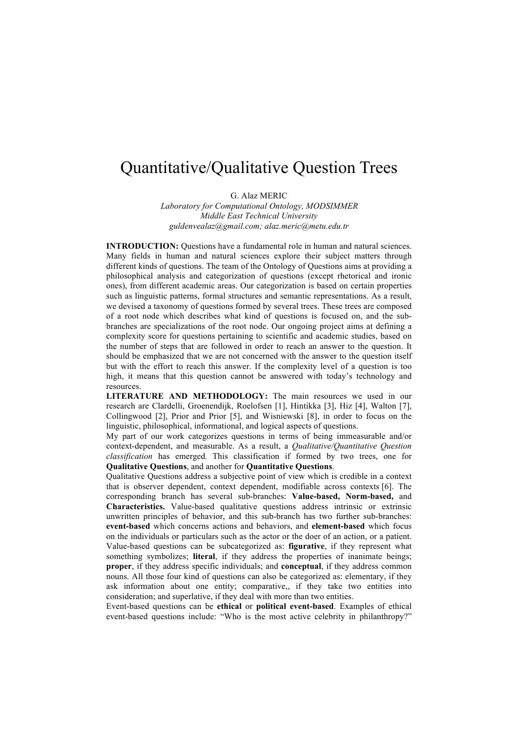# Quantitative/Qualitative Question Trees

G. Alaz MERIC

*Laboratory for Computational Ontology, MODSIMMER*
*Middle East Technical University*
*guldenvealaz@gmail.com; alaz.meric@metu.edu.tr*

**INTRODUCTION:** Questions have a fundamental role in human and natural sciences. Many fields in human and natural sciences explore their subject matters through different kinds of questions. The team of the Ontology of Questions aims at providing a philosophical analysis and categorization of questions (except rhetorical and ironic ones), from different academic areas. Our categorization is based on certain properties such as linguistic patterns, formal structures and semantic representations. As a result, we devised a taxonomy of questions formed by several trees. These trees are composed of a root node which describes what kind of questions is focused on, and the sub-branches are specializations of the root node. Our ongoing project aims at defining a complexity score for questions pertaining to scientific and academic studies, based on the number of steps that are followed in order to reach an answer to the question. It should be emphasized that we are not concerned with the answer to the question itself but with the effort to reach this answer. If the complexity level of a question is too high, it means that this question cannot be answered with today's technology and resources.

**LITERATURE AND METHODOLOGY:** The main resources we used in our research are Clardelli, Groenendijk, Roelofsen [1], Hintikka [3], Hiz [4], Walton [7], Collingwood [2], Prior and Prior [5], and Wisniewski [8], in order to focus on the linguistic, philosophical, informational, and logical aspects of questions.

My part of our work categorizes questions in terms of being immeasurable and/or context-dependent, and measurable. As a result, a *Qualitative/Quantitative Question classification* has emerged. This classification if formed by two trees, one for **Qualitative Questions**, and another for **Quantitative Questions**.

Qualitative Questions address a subjective point of view which is credible in a context that is observer dependent, context dependent, modifiable across contexts [6]. The corresponding branch has several sub-branches: **Value-based, Norm-based,** and **Characteristics.** Value-based qualitative questions address intrinsic or extrinsic unwritten principles of behavior, and this sub-branch has two further sub-branches: **event-based** which concerns actions and behaviors, and **element-based** which focus on the individuals or particulars such as the actor or the doer of an action, or a patient. Value-based questions can be subcategorized as: **figurative**, if they represent what something symbolizes; **literal**, if they address the properties of inanimate beings; **proper**, if they address specific individuals; and **conceptual**, if they address common nouns. All those four kind of questions can also be categorized as: elementary, if they ask information about one entity; comparative,, if they take two entities into consideration; and superlative, if they deal with more than two entities.

Event-based questions can be **ethical** or **political event-based**. Examples of ethical event-based questions include: "Who is the most active celebrity in philanthropy?"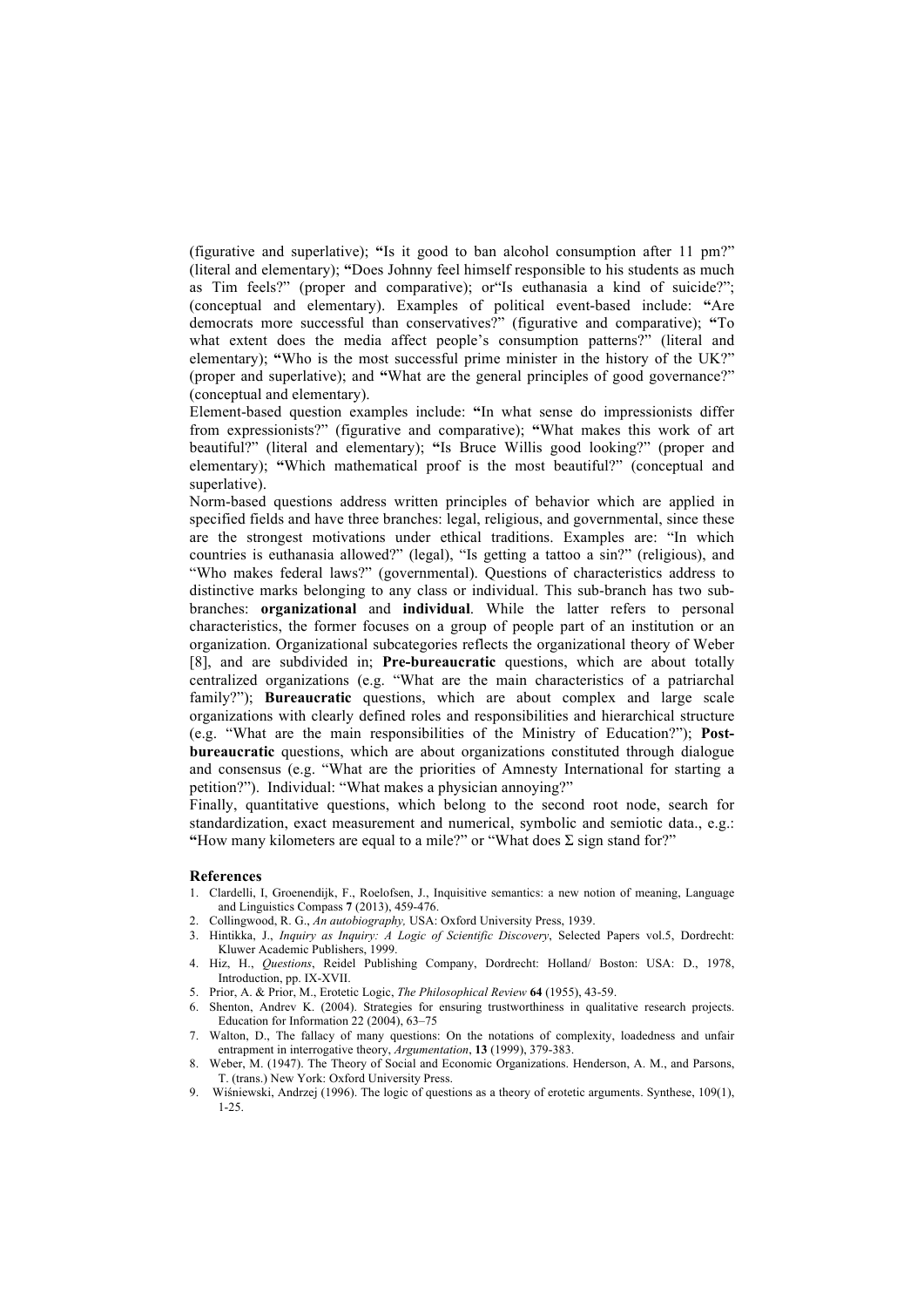(figurative and superlative); **"**Is it good to ban alcohol consumption after 11 pm?" (literal and elementary); **"**Does Johnny feel himself responsible to his students as much as Tim feels?" (proper and comparative); or"Is euthanasia a kind of suicide?"; (conceptual and elementary). Examples of political event-based include: **"**Are democrats more successful than conservatives?" (figurative and comparative); **"**To what extent does the media affect people's consumption patterns?" (literal and elementary); **"**Who is the most successful prime minister in the history of the UK?" (proper and superlative); and **"**What are the general principles of good governance?" (conceptual and elementary).

Element-based question examples include: **"**In what sense do impressionists differ from expressionists?" (figurative and comparative); **"**What makes this work of art beautiful?" (literal and elementary); **"**Is Bruce Willis good looking?" (proper and elementary); **"**Which mathematical proof is the most beautiful?" (conceptual and superlative).

Norm-based questions address written principles of behavior which are applied in specified fields and have three branches: legal, religious, and governmental, since these are the strongest motivations under ethical traditions. Examples are: "In which countries is euthanasia allowed?" (legal), "Is getting a tattoo a sin?" (religious), and "Who makes federal laws?" (governmental). Questions of characteristics address to distinctive marks belonging to any class or individual. This sub-branch has two sub-branches: **organizational** and **individual**. While the latter refers to personal characteristics, the former focuses on a group of people part of an institution or an organization. Organizational subcategories reflects the organizational theory of Weber [8], and are subdivided in; **Pre-bureaucratic** questions, which are about totally centralized organizations (e.g. "What are the main characteristics of a patriarchal family?"); **Bureaucratic** questions, which are about complex and large scale organizations with clearly defined roles and responsibilities and hierarchical structure (e.g. "What are the main responsibilities of the Ministry of Education?"); **Post-bureaucratic** questions, which are about organizations constituted through dialogue and consensus (e.g. "What are the priorities of Amnesty International for starting a petition?"). Individual: "What makes a physician annoying?"

Finally, quantitative questions, which belong to the second root node, search for standardization, exact measurement and numerical, symbolic and semiotic data., e.g.: **"**How many kilometers are equal to a mile?" or "What does Σ sign stand for?"

### References

1. Clardelli, I, Groenendijk, F., Roelofsen, J., Inquisitive semantics: a new notion of meaning, Language and Linguistics Compass **7** (2013), 459-476.
2. Collingwood, R. G., *An autobiography,* USA: Oxford University Press, 1939.
3. Hintikka, J., *Inquiry as Inquiry: A Logic of Scientific Discovery*, Selected Papers vol.5, Dordrecht: Kluwer Academic Publishers, 1999.
4. Hiz, H., *Questions*, Reidel Publishing Company, Dordrecht: Holland/ Boston: USA: D., 1978, Introduction, pp. IX-XVII.
5. Prior, A. & Prior, M., Erotetic Logic, *The Philosophical Review* **64** (1955), 43-59.
6. Shenton, Andrev K. (2004). Strategies for ensuring trustworthiness in qualitative research projects. Education for Information 22 (2004), 63–75
7. Walton, D., The fallacy of many questions: On the notations of complexity, loadedness and unfair entrapment in interrogative theory, *Argumentation*, **13** (1999), 379-383.
8. Weber, M. (1947). The Theory of Social and Economic Organizations. Henderson, A. M., and Parsons, T. (trans.) New York: Oxford University Press.
9. Wiśniewski, Andrzej (1996). The logic of questions as a theory of erotetic arguments. Synthese, 109(1), 1-25.